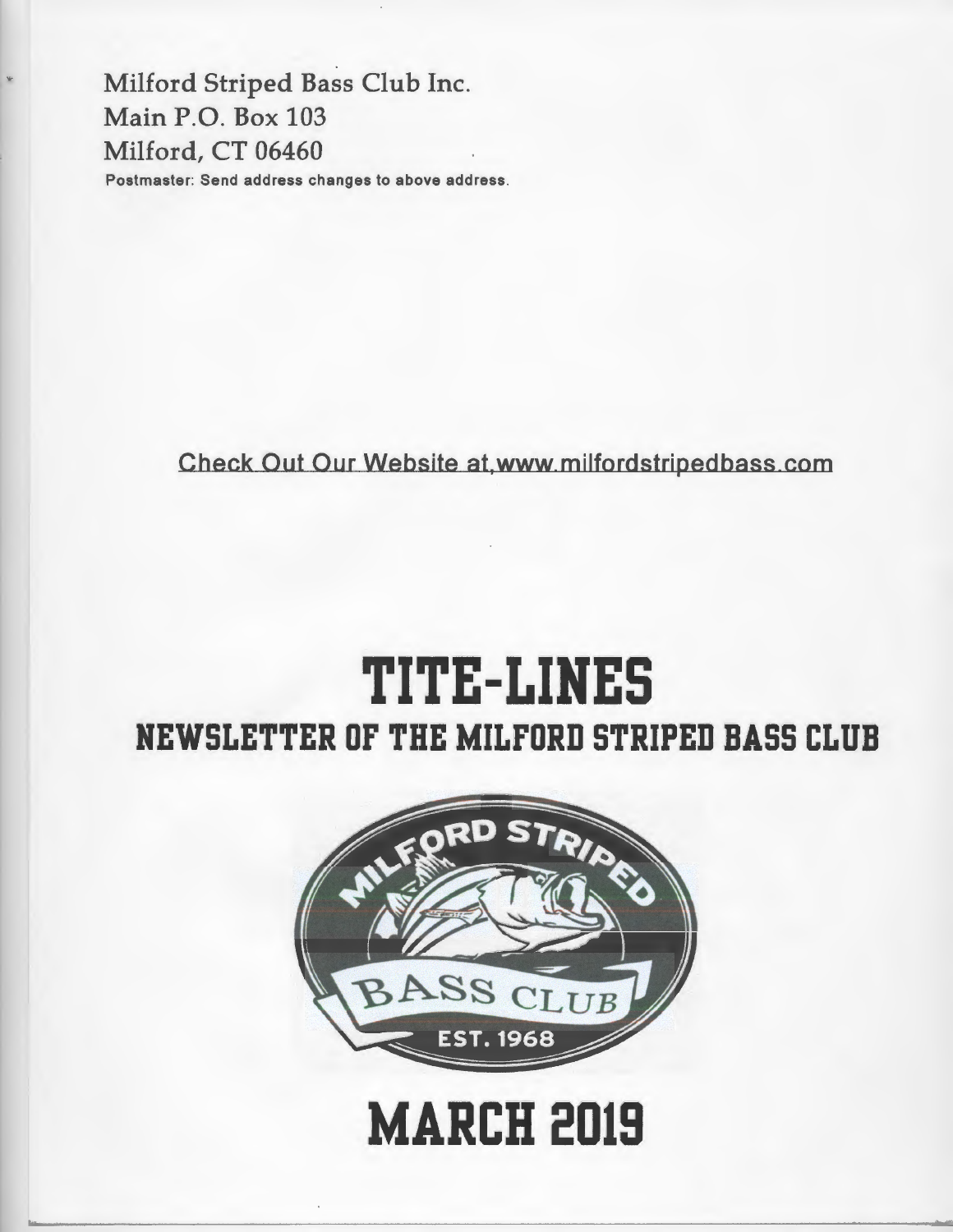Milford Striped Bass Club Inc.
Main P.O. Box 103
Milford, CT 06460

**Postmaster: Send address changes to above address.**

Check Out Our Website at www.milfordstripedbass.com

# TITE-LINES

## NEWSLETTER OF THE MILFORD STRIPED BASS CLUB

MILFORD STRIPED BASS CLUB EST. 1968

# MARCH 2019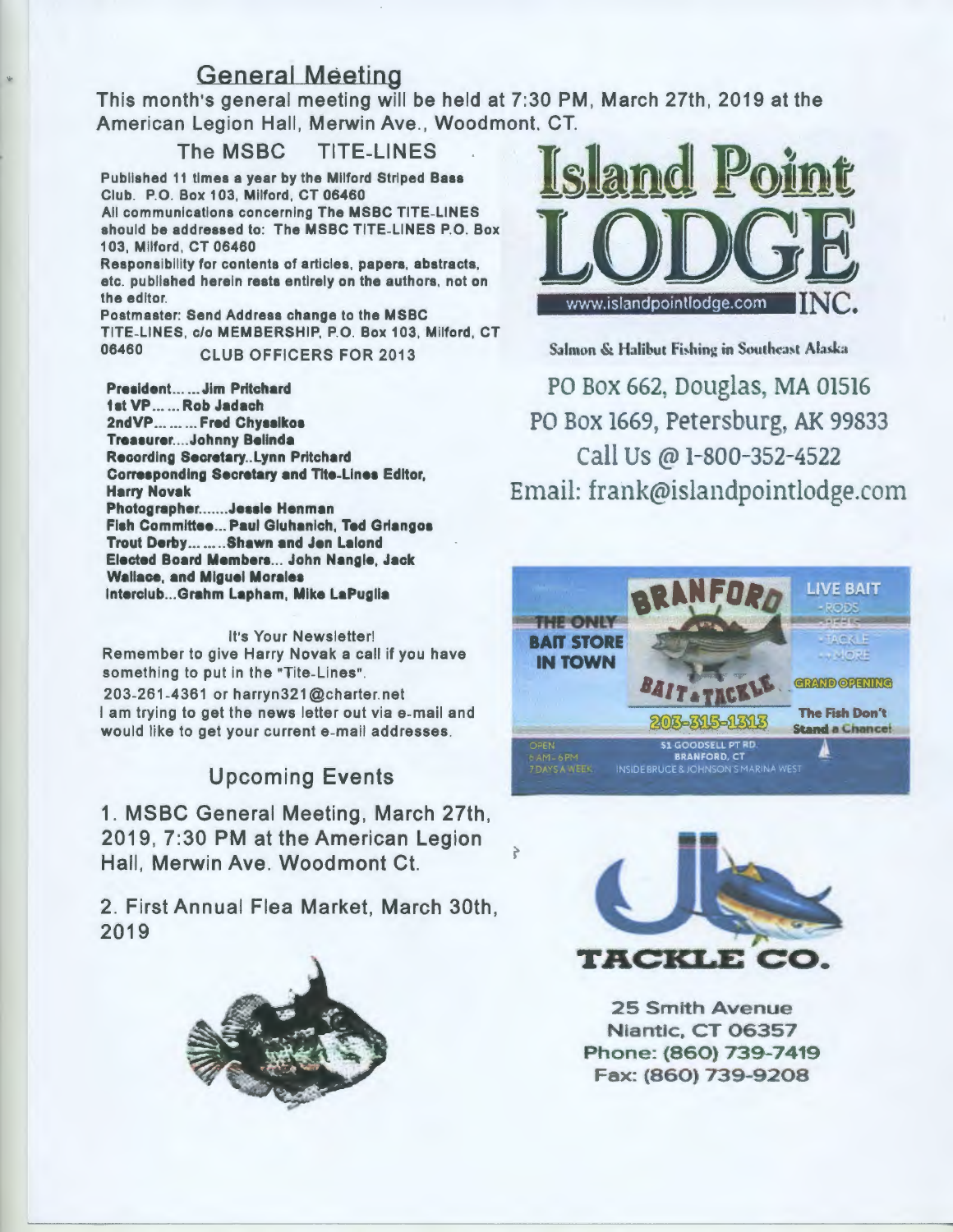## General Meeting

This month's general meeting will be held at 7:30 PM, March 27th, 2019 at the American Legion Hall, Merwin Ave., Woodmont, CT.

### The MSBC TITE-LINES

Published 11 times a year by the Milford Striped Bass Club. P.O. Box 103, Milford, CT 06460

All communications concerning The MSBC TITE-LINES should be addressed to: The MSBC TITE-LINES P.O. Box 103, Milford, CT 06460

Responsibility for contents of articles, papers, abstracts, etc. published herein rests entirely on the authors, not on the editor.

Postmaster: Send Address change to the MSBC TITE-LINES, c/o MEMBERSHIP, P.O. Box 103, Milford, CT 06460

### CLUB OFFICERS FOR 2013

**President……Jim Pritchard**
**1st VP……Rob Jadach**
**2ndVP………Fred Chysaikos**
**Treasurer….Johnny Belinda**
**Recording Secretary..Lynn Pritchard**
**Corresponding Secretary and Tite-Lines Editor, Harry Novak**
**Photographer…….Jessie Henman**
**Fish Committee…Paul Gluhanich, Ted Griangos**
**Trout Derby………Shawn and Jen Lalond**
**Elected Board Members… John Nangle, Jack Wallace, and Miguel Morales**
**Interclub…Grahm Lapham, Mike LaPuglia**

It's Your Newsletter!

Remember to give Harry Novak a call if you have something to put in the "Tite-Lines".

203-261-4361 or harryn321@charter.net

I am trying to get the news letter out via e-mail and would like to get your current e-mail addresses.

## Upcoming Events

1. MSBC General Meeting, March 27th, 2019, 7:30 PM at the American Legion Hall, Merwin Ave. Woodmont Ct.

2. First Annual Flea Market, March 30th, 2019

**Island Point LODGE INC.**

www.islandpointlodge.com

Salmon & Halibut Fishing in Southeast Alaska

PO Box 662, Douglas, MA 01516
PO Box 1669, Petersburg, AK 99833
Call Us @ 1-800-352-4522
Email: frank@islandpointlodge.com

**BRANFORD BAIT & TACKLE**

THE ONLY BAIT STORE IN TOWN

LIVE BAIT - RODS - REELS - TACKLE - & MORE

GRAND OPENING

203-315-1313

The Fish Don't Stand a Chance!

OPEN 6AM - 6PM 7 DAYS A WEEK

51 GOODSELL PT RD. BRANFORD, CT
INSIDE BRUCE & JOHNSON'S MARINA WEST

**JB TACKLE CO.**

25 Smith Avenue
Niantic, CT 06357
Phone: (860) 739-7419
Fax: (860) 739-9208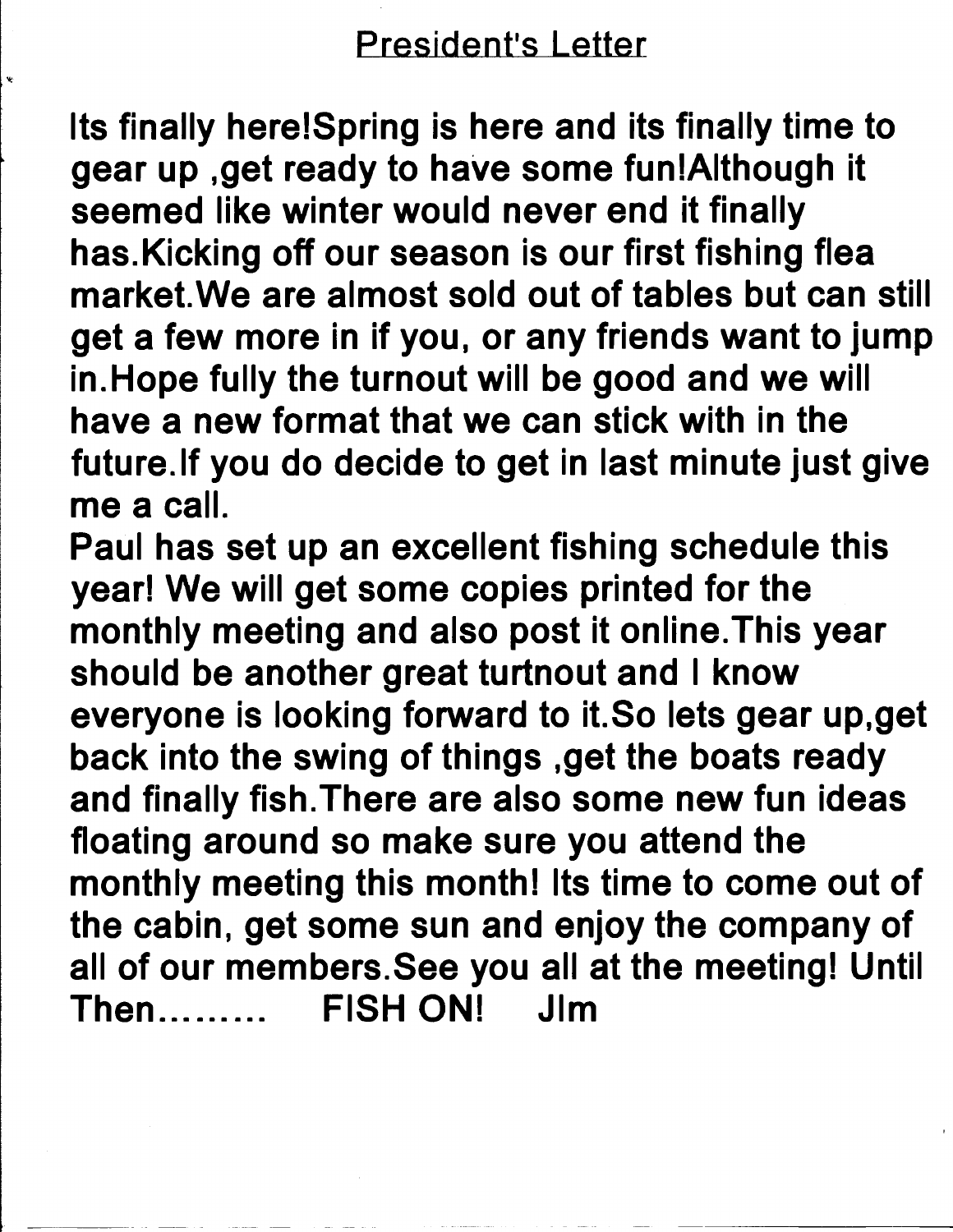## President's Letter

Its finally here!Spring is here and its finally time to gear up ,get ready to have some fun!Although it seemed like winter would never end it finally has.Kicking off our season is our first fishing flea market.We are almost sold out of tables but can still get a few more in if you, or any friends want to jump in.Hope fully the turnout will be good and we will have a new format that we can stick with in the future.If you do decide to get in last minute just give me a call.

Paul has set up an excellent fishing schedule this year! We will get some copies printed for the monthly meeting and also post it online.This year should be another great turtnout and I know everyone is looking forward to it.So lets gear up,get back into the swing of things ,get the boats ready and finally fish.There are also some new fun ideas floating around so make sure you attend the monthly meeting this month! Its time to come out of the cabin, get some sun and enjoy the company of all of our members.See you all at the meeting! Until Then......... FISH ON! JIm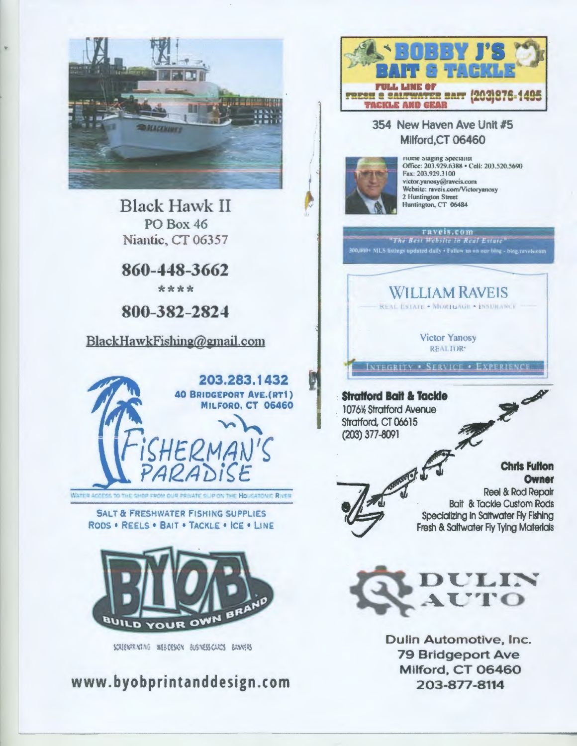## Black Hawk II

PO Box 46
Niantic, CT 06357

**860-448-3662**

\*\*\*\*

**800-382-2824**

BlackHawkFishing@gmail.com

**203.283.1432**
**40 BRIDGEPORT AVE.(RT1)**
**MILFORD, CT 06460**

## FISHERMAN'S PARADISE

WATER ACCESS TO THE SHOP FROM OUR PRIVATE SLIP ON THE HOUSATONIC RIVER

SALT & FRESHWATER FISHING SUPPLIES
RODS • REELS • BAIT • TACKLE • ICE • LINE

## BYOB
BUILD YOUR OWN BRAND

SCREENPRINTING WEB DESIGN BUSINESS CARDS BANNERS

**www.byobprintanddesign.com**

## BOBBY J'S BAIT & TACKLE

FULL LINE OF FRESH & SALTWATER BAIT (203)876-1495
TACKLE AND GEAR

354 New Haven Ave Unit #5
Milford,CT 06460

Home Staging Specialist
Office: 203.929.6388 • Cell: 203.520.5690
Fax: 203.929.3100
victor.yanosy@raveis.com
Website: raveis.com/Victoryanosy
2 Huntington Street
Huntington, CT 06484

raveis.com
"The Best Website in Real Estate"
300,000+ MLS listings updated daily • Follow us on our blog - blog.raveis.com

## WILLIAM RAVEIS

REAL ESTATE • MORTGAGE • INSURANCE

Victor Yanosy
REALTOR®

INTEGRITY • SERVICE • EXPERIENCE

**Stratford Bait & Tackle**
1076½ Stratford Avenue
Stratford, CT 06615
(203) 377-8091

**Chris Fulton**
**Owner**
Reel & Rod Repair
Bait & Tackle Custom Rods
Specializing in Saltwater Fly Fishing
Fresh & Saltwater Fly Tying Materials

## DULIN AUTO

Dulin Automotive, Inc.
79 Bridgeport Ave
Milford, CT 06460
203-877-8114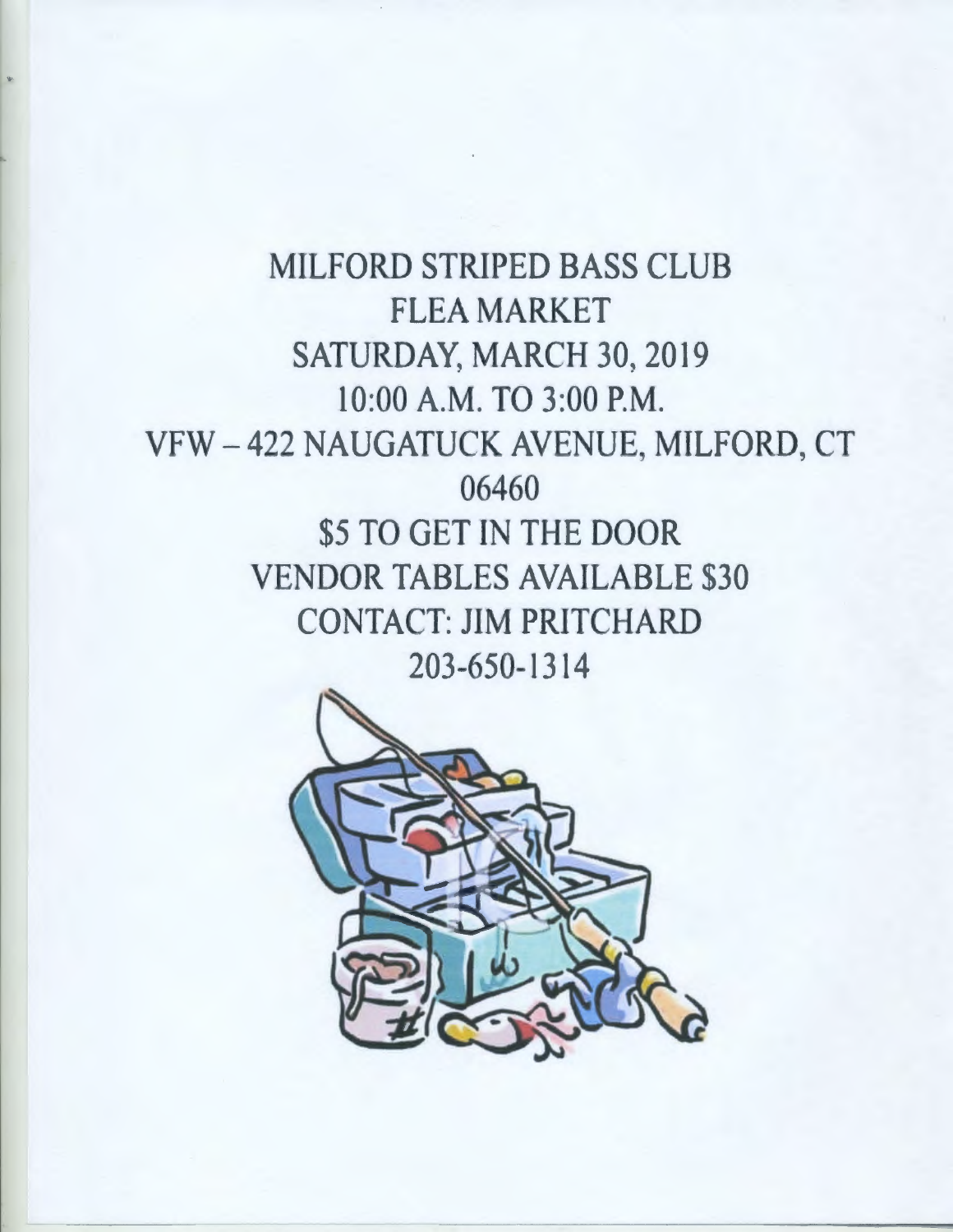MILFORD STRIPED BASS CLUB

FLEA MARKET

SATURDAY, MARCH 30, 2019

10:00 A.M. TO 3:00 P.M.

VFW – 422 NAUGATUCK AVENUE, MILFORD, CT 06460

$5 TO GET IN THE DOOR

VENDOR TABLES AVAILABLE $30

CONTACT: JIM PRITCHARD

203-650-1314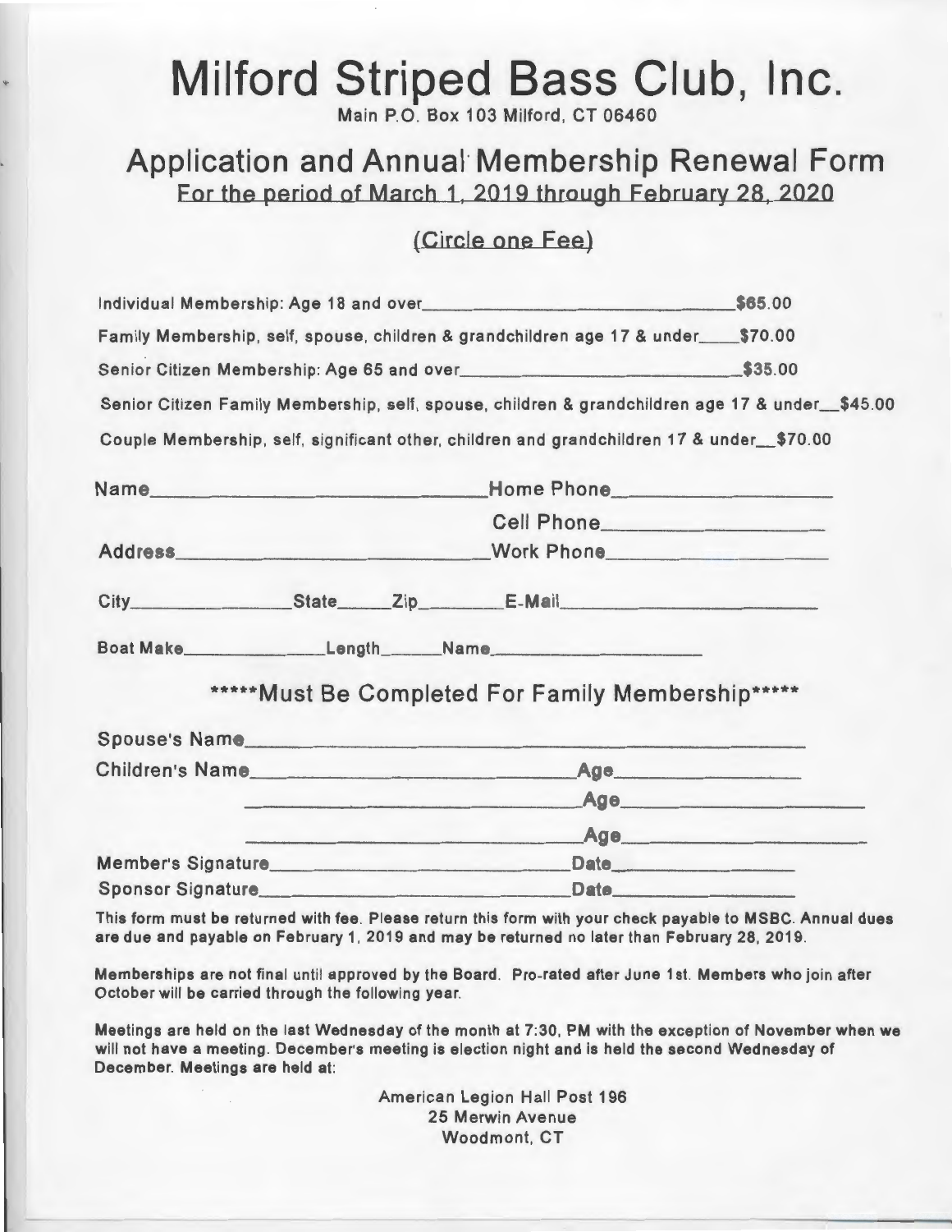# Milford Striped Bass Club, Inc.

Main P.O. Box 103 Milford, CT 06460

## Application and Annual Membership Renewal Form

For the period of March 1, 2019 through February 28, 2020

(Circle one Fee)

Individual Membership: Age 18 and over________________________________$65.00

Family Membership, self, spouse, children & grandchildren age 17 & under____$70.00

Senior Citizen Membership: Age 65 and over____________________________$35.00

Senior Citizen Family Membership, self, spouse, children & grandchildren age 17 & under__$45.00

Couple Membership, self, significant other, children and grandchildren 17 & under__$70.00

Name______________________________ Home Phone____________________

Cell Phone____________________

Address______________________________ Work Phone____________________

City________________ State______ Zip_________ E-Mail__________________________

Boat Make______________ Length_______ Name______________________

### *****Must Be Completed For Family Membership*****

Spouse's Name________________________________________________

Children's Name______________________________ Age________________

______________________________ Age________________

______________________________ Age________________

Member's Signature______________________________ Date________________

Sponsor Signature______________________________ Date________________

**This form must be returned with fee. Please return this form with your check payable to MSBC. Annual dues are due and payable on February 1, 2019 and may be returned no later than February 28, 2019.**

**Memberships are not final until approved by the Board. Pro-rated after June 1st. Members who join after October will be carried through the following year.**

**Meetings are held on the last Wednesday of the month at 7:30, PM with the exception of November when we will not have a meeting. December's meeting is election night and is held the second Wednesday of December. Meetings are held at:**

American Legion Hall Post 196
25 Merwin Avenue
Woodmont, CT